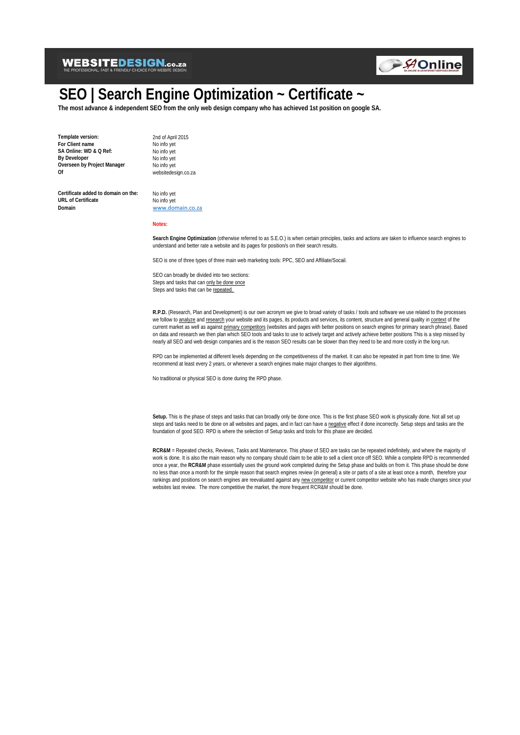# SEO | Search Engine Optimization ~ Certificate ~

**The most advance & independent SEO from the only web design company who has achieved 1st position on google SA.**

| | |
|---|---|
| **Template version:** | 2nd of April 2015 |
| **For Client name** | No info yet |
| **SA Online: WD & Q Ref:** | No info yet |
| **By Developer** | No info yet |
| **Overseen by Project Manager** | No info yet |
| **Of** | websitedesign.co.za |

| | |
|---|---|
| **Certificate added to domain on the:** | No info yet |
| **URL of Certificate** | No info yet |
| **Domain** | www.domain.co.za |

**Notes:**

**Search Engine Optimization** (otherwise referred to as S.E.O.) is when certain principles, tasks and actions are taken to influence search engines to understand and better rate a website and its pages for position/s on their search results.

SEO is one of three types of three main web marketing tools: PPC, SEO and Affiliate/Socail.

SEO can broadly be divided into two sections:
Steps and tasks that can only be done once
Steps and tasks that can be repeated.

**R.P.D.** (Research, Plan and Development) is our own acronym we give to broad variety of tasks / tools and software we use related to the processes we follow to analyze and research your website and its pages, its products and services, its content, structure and general quality in context of the current market as well as against primary competitors (websites and pages with better positions on search engines for primary search phrase). Based on data and research we then plan which SEO tools and tasks to use to actively target and actively achieve better positions This is a step missed by nearly all SEO and web design companies and is the reason SEO results can be slower than they need to be and more costly in the long run.

RPD can be implemented at different levels depending on the competitiveness of the market. It can also be repeated in part from time to time. We recommend at least every 2 years, or whenever a search engines make major changes to their algorithms.

No traditional or physical SEO is done during the RPD phase.

**Setup.** This is the phase of steps and tasks that can broadly only be done once. This is the first phase SEO work is physically done. Not all set up steps and tasks need to be done on all websites and pages, and in fact can have a negative effect if done incorrectly. Setup steps and tasks are the foundation of good SEO. RPD is where the selection of Setup tasks and tools for this phase are decided.

**RCR&M** = Repeated checks, Reviews, Tasks and Maintenance. This phase of SEO are tasks can be repeated indefinitely, and where the majority of work is done. It is also the main reason why no company should claim to be able to sell a client once off SEO. While a complete RPD is recommended once a year, the **RCR&M** phase essentially uses the ground work completed during the Setup phase and builds on from it. This phase should be done no less than once a month for the simple reason that search engines review (in general) a site or parts of a site at least once a month, therefore your rankings and positions on search engines are reevaluated against any new competitor or current competitor website who has made changes since your websites last review. The more competitive the market, the more frequent RCR&M should be done.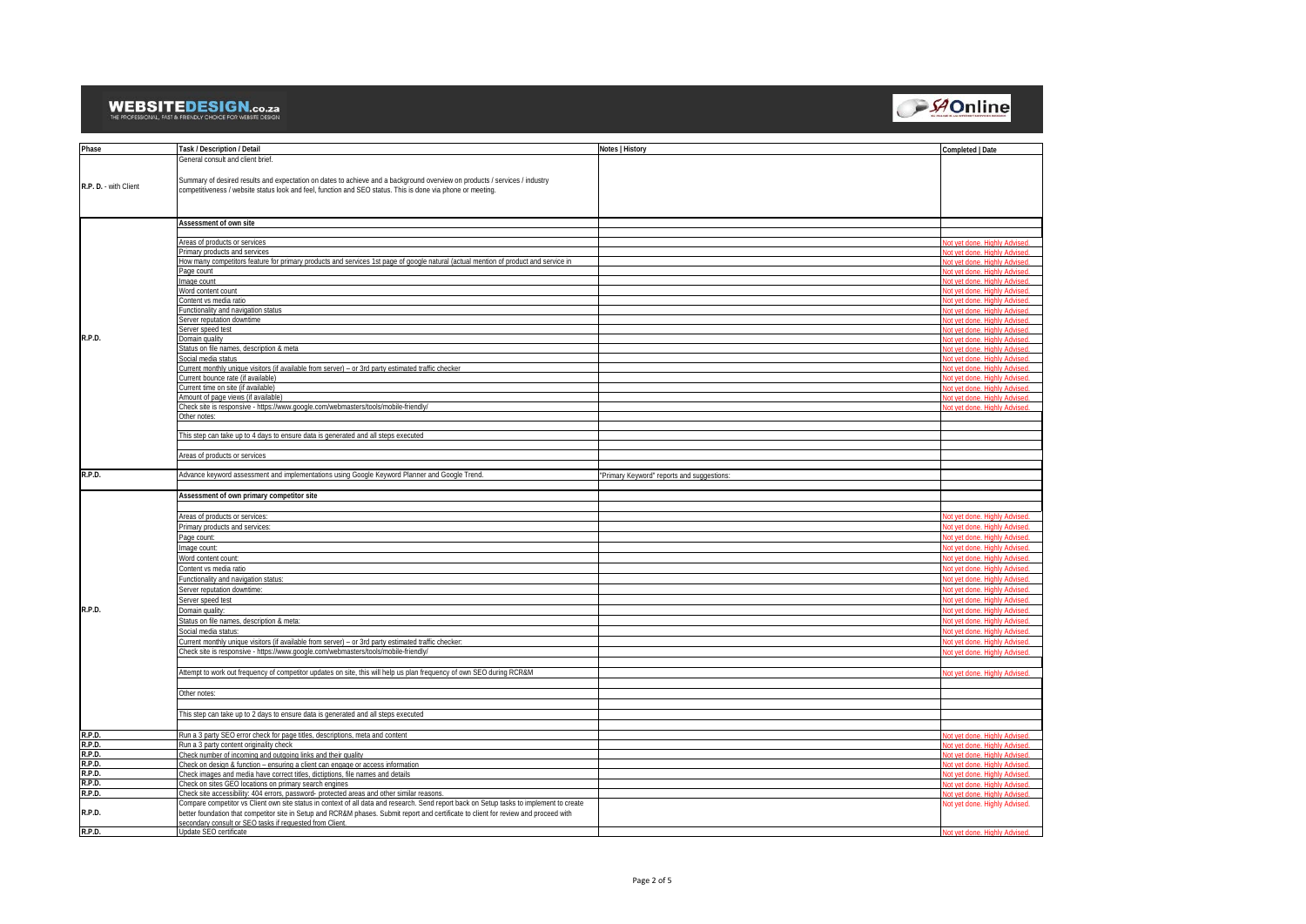| Phase | Task / Description / Detail | Notes \| History | Completed \| Date |
|---|---|---|---|
| R.P. D. - with Client | General consult and client brief.<br><br>Summary of desired results and expectation on dates to achieve and a background overview on products / services / industry competitiveness / website status look and feel, function and SEO status. This is done via phone or meeting. | | |
| R.P.D. | **Assessment of own site** | | |
| | Areas of products or services | | Not yet done. Highly Advised. |
| | Primary products and services | | Not yet done. Highly Advised. |
| | How many competitors feature for primary products and services 1st page of google natural (actual mention of product and service in | | Not yet done. Highly Advised. |
| | Page count | | Not yet done. Highly Advised. |
| | Image count | | Not yet done. Highly Advised. |
| | Word content count | | Not yet done. Highly Advised. |
| | Content vs media ratio | | Not yet done. Highly Advised. |
| | Functionality and navigation status | | Not yet done. Highly Advised. |
| | Server reputation downtime | | Not yet done. Highly Advised. |
| | Server speed test | | Not yet done. Highly Advised. |
| | Domain quality | | Not yet done. Highly Advised. |
| | Status on file names, description & meta | | Not yet done. Highly Advised. |
| | Social media status | | Not yet done. Highly Advised. |
| | Current monthly unique visitors (if available from server) – or 3rd party estimated traffic checker | | Not yet done. Highly Advised. |
| | Current bounce rate (if available) | | Not yet done. Highly Advised. |
| | Current time on site (if available) | | Not yet done. Highly Advised. |
| | Amount of page views (if available) | | Not yet done. Highly Advised. |
| | Check site is responsive - https://www.google.com/webmasters/tools/mobile-friendly/ | | Not yet done. Highly Advised. |
| | Other notes: | | |
| | This step can take up to 4 days to ensure data is generated and all steps executed | | |
| | Areas of products or services | | |
| R.P.D. | Advance keyword assessment and implementations using Google Keyword Planner and Google Trend. | "Primary Keyword" reports and suggestions: | |
| R.P.D. | **Assessment of own primary competitor site** | | |
| | Areas of products or services: | | Not yet done. Highly Advised. |
| | Primary products and services: | | Not yet done. Highly Advised. |
| | Page count: | | Not yet done. Highly Advised. |
| | Image count: | | Not yet done. Highly Advised. |
| | Word content count: | | Not yet done. Highly Advised. |
| | Content vs media ratio | | Not yet done. Highly Advised. |
| | Functionality and navigation status: | | Not yet done. Highly Advised. |
| | Server reputation downtime: | | Not yet done. Highly Advised. |
| | Server speed test | | Not yet done. Highly Advised. |
| | Domain quality: | | Not yet done. Highly Advised. |
| | Status on file names, description & meta: | | Not yet done. Highly Advised. |
| | Social media status: | | Not yet done. Highly Advised. |
| | Current monthly unique visitors (if available from server) – or 3rd party estimated traffic checker: | | Not yet done. Highly Advised. |
| | Check site is responsive - https://www.google.com/webmasters/tools/mobile-friendly/ | | Not yet done. Highly Advised. |
| | Attempt to work out frequency of competitor updates on site, this will help us plan frequency of own SEO during RCR&M | | Not yet done. Highly Advised. |
| | Other notes: | | |
| | This step can take up to 2 days to ensure data is generated and all steps executed | | |
| R.P.D. | Run a 3 party SEO error check for page titles, descriptions, meta and content | | Not yet done. Highly Advised. |
| R.P.D. | Run a 3 party content originality check | | Not yet done. Highly Advised. |
| R.P.D. | Check number of incoming and outgoing links and their quality | | Not yet done. Highly Advised. |
| R.P.D. | Check on design & function – ensuring a client can engage or access information | | Not yet done. Highly Advised. |
| R.P.D. | Check images and media have correct titles, dictiptions, file names and details | | Not yet done. Highly Advised. |
| R.P.D. | Check on sites GEO locations on primary search engines | | Not yet done. Highly Advised. |
| R.P.D. | Check site accessibility: 404 errors, password- protected areas and other similar reasons. | | Not yet done. Highly Advised. |
| R.P.D. | Compare competitor vs Client own site status in context of all data and research. Send report back on Setup tasks to implement to create better foundation that competitor site in Setup and RCR&M phases. Submit report and certificate to client for review and proceed with secondary consult or SEO tasks if requested from Client. | | Not yet done. Highly Advised. |
| R.P.D. | Update SEO certificate | | Not yet done. Highly Advised. |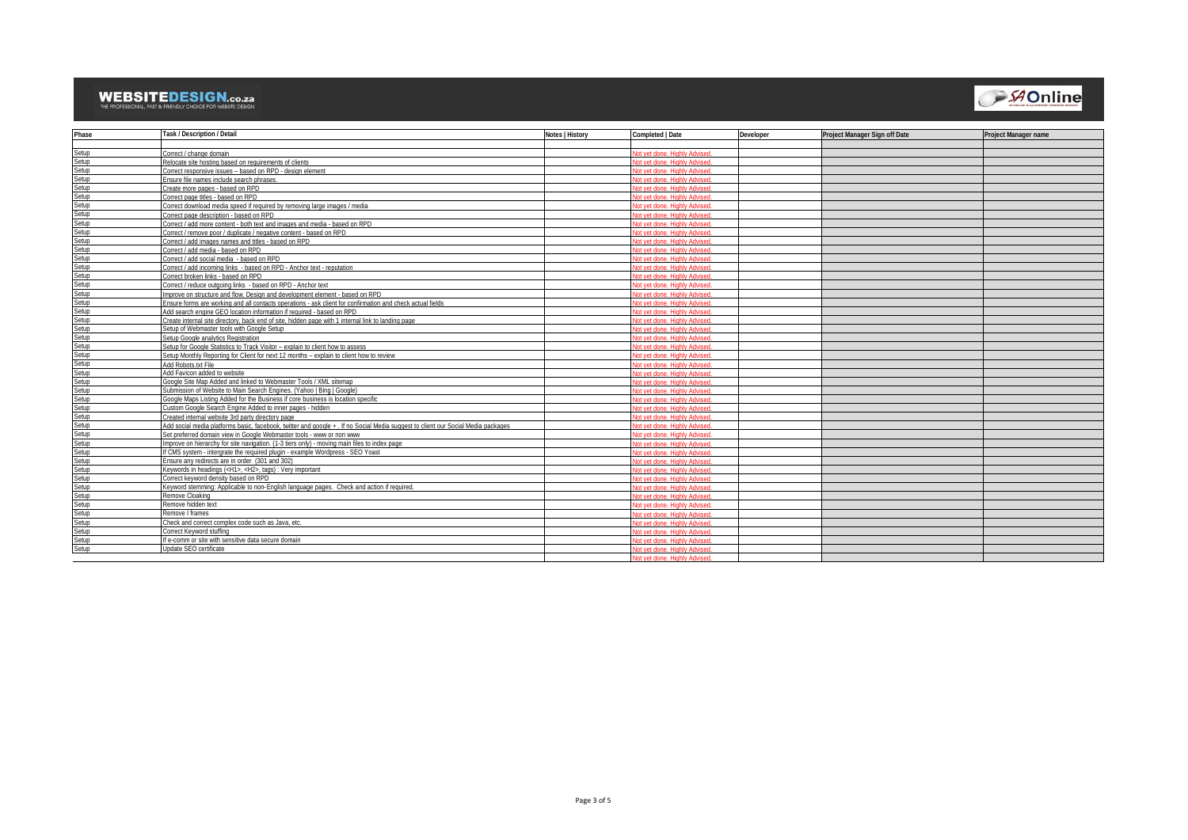WEBSITEDESIGN.co.za
THE PROFESSIONAL, FAST & FRIENDLY CHOICE FOR WEBSITE DESIGN

SA Online

| Phase | Task / Description / Detail | Notes \| History | Completed \| Date | Developer | Project Manager Sign off Date | Project Manager name |
|---|---|---|---|---|---|---|
| | | | | | | |
| Setup | Correct / change domain | | Not yet done. Highly Advised. | | | |
| Setup | Relocate site hosting based on requirements of clients | | Not yet done. Highly Advised. | | | |
| Setup | Correct responsive issues – based on RPD - design element | | Not yet done. Highly Advised. | | | |
| Setup | Ensure file names include search phrases. | | Not yet done. Highly Advised. | | | |
| Setup | Create more pages - based on RPD | | Not yet done. Highly Advised. | | | |
| Setup | Correct page titles - based on RPD | | Not yet done. Highly Advised. | | | |
| Setup | Correct download media speed if required by removing large images / media | | Not yet done. Highly Advised. | | | |
| Setup | Correct page description - based on RPD | | Not yet done. Highly Advised. | | | |
| Setup | Correct / add more content - both text and images and media - based on RPD | | Not yet done. Highly Advised. | | | |
| Setup | Correct / remove poor / duplicate / negative content - based on RPD | | Not yet done. Highly Advised. | | | |
| Setup | Correct / add images names and titles - based on RPD | | Not yet done. Highly Advised. | | | |
| Setup | Correct / add media - based on RPD | | Not yet done. Highly Advised. | | | |
| Setup | Correct / add social media - based on RPD | | Not yet done. Highly Advised. | | | |
| Setup | Correct / add incoming links - based on RPD - Anchor text - reputation | | Not yet done. Highly Advised. | | | |
| Setup | Correct broken links - based on RPD | | Not yet done. Highly Advised. | | | |
| Setup | Correct / reduce outgoing links - based on RPD - Anchor text | | Not yet done. Highly Advised. | | | |
| Setup | Improve on structure and flow. Design and development element - based on RPD | | Not yet done. Highly Advised. | | | |
| Setup | Ensure forms are working and all contacts operations - ask client for confirmation and check actual fields | | Not yet done. Highly Advised. | | | |
| Setup | Add search engine GEO location information if required - based on RPD | | Not yet done. Highly Advised. | | | |
| Setup | Create internal site directory, back end of site, hidden page with 1 internal link to landing page | | Not yet done. Highly Advised. | | | |
| Setup | Setup of Webmaster tools with Google Setup | | Not yet done. Highly Advised. | | | |
| Setup | Setup Google analytics Registration | | Not yet done. Highly Advised. | | | |
| Setup | Setup for Google Statistics to Track Visitor – explain to client how to assess | | Not yet done. Highly Advised. | | | |
| Setup | Setup Monthly Reporting for Client for next 12 months – explain to client how to review | | Not yet done. Highly Advised. | | | |
| Setup | Add Robots.txt File | | Not yet done. Highly Advised. | | | |
| Setup | Add Favicon added to website | | Not yet done. Highly Advised. | | | |
| Setup | Google Site Map Added and linked to Webmaster Tools / XML sitemap | | Not yet done. Highly Advised. | | | |
| Setup | Submission of Website to Main Search Engines. (Yahoo \| Bing \| Google) | | Not yet done. Highly Advised. | | | |
| Setup | Google Maps Listing Added for the Business if core business is location specific | | Not yet done. Highly Advised. | | | |
| Setup | Custom Google Search Engine Added to inner pages - hidden | | Not yet done. Highly Advised. | | | |
| Setup | Created internal website 3rd party directory page | | Not yet done. Highly Advised. | | | |
| Setup | Add social media platforms basic, facebook, twitter and google + . If no Social Media suggest to client our Social Media packages | | Not yet done. Highly Advised. | | | |
| Setup | Set preferred domain view in Google Webmaster tools - www or non www | | Not yet done. Highly Advised. | | | |
| Setup | Improve on hierarchy for site navigation. (1-3 tiers only) - moving main files to index page | | Not yet done. Highly Advised. | | | |
| Setup | If CMS system - intergrate the required plugin - example Wordpress - SEO Yoast | | Not yet done. Highly Advised. | | | |
| Setup | Ensure any redirects are in order (301 and 302) | | Not yet done. Highly Advised. | | | |
| Setup | Keywords in headings (<H1>, <H2>, tags) : Very important | | Not yet done. Highly Advised. | | | |
| Setup | Correct keyword density based on RPD | | Not yet done. Highly Advised. | | | |
| Setup | Keyword stemming: Applicable to non-English language pages. Check and action if required. | | Not yet done. Highly Advised. | | | |
| Setup | Remove Cloaking | | Not yet done. Highly Advised. | | | |
| Setup | Remove hidden text | | Not yet done. Highly Advised. | | | |
| Setup | Remove I frames | | Not yet done. Highly Advised. | | | |
| Setup | Check and correct complex code such as Java, etc. | | Not yet done. Highly Advised. | | | |
| Setup | Correct Keyword stuffing | | Not yet done. Highly Advised. | | | |
| Setup | If e-comm or site with sensitive data secure domain | | Not yet done. Highly Advised. | | | |
| Setup | Update SEO certificate | | Not yet done. Highly Advised. | | | |
| | | | Not yet done. Highly Advised. | | | |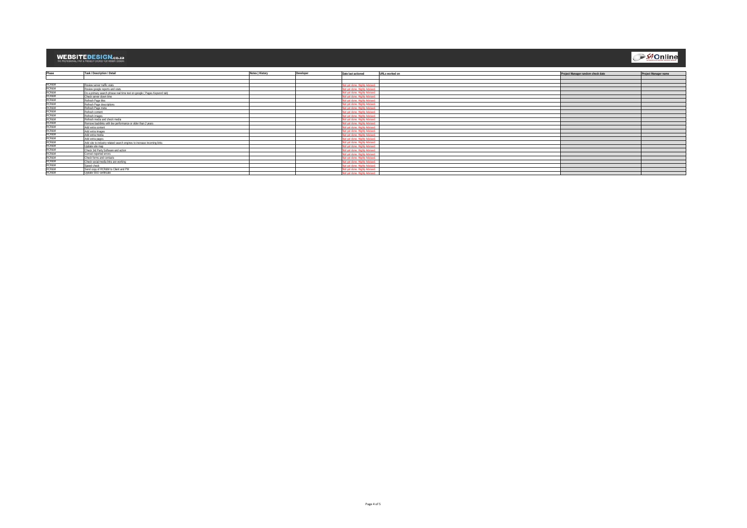**WEBSITEDESIGN.co.za**
THE PROFESSIONAL, FAST & FRIENDLY CHOICE FOR WEBSITE DESIGN

SAOnline

| Phase | Task / Description / Detail | Notes / History | Developer | Date last actioned | URLs worked on | Project Manager random check date | Project Manager name |
|---|---|---|---|---|---|---|---|
| | | | | | | | |
| | | | | | | | |
| RCR&M | Review server traffic stats | | | Not yet done. Highly Advised. | | | |
| RCR&M | Review google reports and stats | | | Not yet done. Highly Advised. | | | |
| RCR&M | Do a primary search phrase real time test on google ( Pages Keyword tab) | | | Not yet done. Highly Advised. | | | |
| RCR&M | Check server down time | | | Not yet done. Highly Advised. | | | |
| RCR&M | Refresh Page tiles | | | Not yet done. Highly Advised. | | | |
| RCR&M | Refresh Page descriptions | | | Not yet done. Highly Advised. | | | |
| RCR&M | Refresh Page meta | | | Not yet done. Highly Advised. | | | |
| RCR&M | Refresh content | | | Not yet done. Highly Advised. | | | |
| RCR&M | Refresh images | | | Not yet done. Highly Advised. | | | |
| RCR&M | Refresh media and check media | | | Not yet done. Highly Advised. | | | |
| RCR&M | Remove backlinks with low performance or older than 2 years | | | Not yet done. Highly Advised. | | | |
| RCR&M | Add extra content | | | Not yet done. Highly Advised. | | | |
| RCR&M | Add extra images | | | Not yet done. Highly Advised. | | | |
| RCR&M | Add extra media | | | Not yet done. Highly Advised. | | | |
| RCR&M | Add extra pages | | | Not yet done. Highly Advised. | | | |
| RCR&M | Add site to industry related search engines to increase incoming links | | | Not yet done. Highly Advised. | | | |
| RCR&M | Update site map | | | Not yet done. Highly Advised. | | | |
| RCR&M | Check 3rd Party Software and action | | | Not yet done. Highly Advised. | | | |
| RCR&M | Correct reported errors | | | Not yet done. Highly Advised. | | | |
| RCR&M | Check forms and contacts | | | Not yet done. Highly Advised. | | | |
| RCR&M | Check social media links are working | | | Not yet done. Highly Advised. | | | |
| RCR&M | Speed check | | | Not yet done. Highly Advised. | | | |
| RCR&M | Send copy of RCR&M to Client and PM | | | Not yet done. Highly Advised. | | | |
| RCR&M | Update SEO certificate | | | Not yet done. Highly Advised. | | | |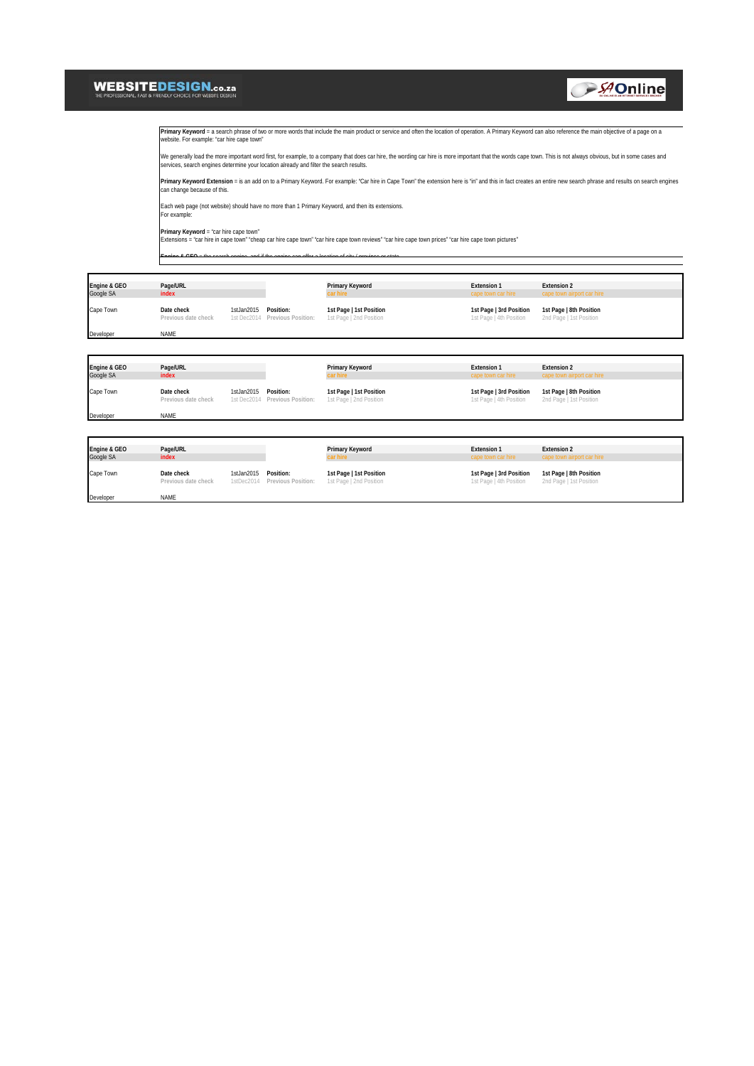WEBSITEDESIGN.co.za
THE PROFESSIONAL, FAST & FRIENDLY CHOICE FOR WEBSITE DESIGN

SAOnline

**Primary Keyword** = a search phrase of two or more words that include the main product or service and often the location of operation. A Primary Keyword can also reference the main objective of a page on a website. For example: "car hire cape town"

We generally load the more important word first, for example, to a company that does car hire, the wording car hire is more important that the words cape town. This is not always obvious, but in some cases and services, search engines determine your location already and filter the search results.

**Primary Keyword Extension** = is an add on to a Primary Keyword. For example: "Car hire in Cape Town" the extension here is "in" and this in fact creates an entire new search phrase and results on search engines can change because of this.

Each web page (not website) should have no more than 1 Primary Keyword, and then its extensions.
For example:

**Primary Keyword** = "car hire cape town"
Extensions = "car hire in cape town" "cheap car hire cape town" "car hire cape town reviews" "car hire cape town prices" "car hire cape town pictures"

**Engine & GEO** = the search engine, and if the engine can offer a location of city / province or state

| | | | | | | |
|---|---|---|---|---|---|---|
| **Engine & GEO** | **Page/URL** | | | **Primary Keyword** | **Extension 1** | **Extension 2** |
| Google SA | index | | | car hire | cape town car hire | cape town airport car hire |
| Cape Town | **Date check** | 1stJan2015 | **Position:** | **1st Page \| 1st Position** | **1st Page \| 3rd Position** | **1st Page \| 8th Position** |
| | **Previous date check** | 1st Dec2014 | **Previous Position:** | 1st Page \| 2nd Position | 1st Page \| 4th Position | 2nd Page \| 1st Position |
| Developer | NAME | | | | | |

| | | | | | | |
|---|---|---|---|---|---|---|
| **Engine & GEO** | **Page/URL** | | | **Primary Keyword** | **Extension 1** | **Extension 2** |
| Google SA | index | | | car hire | cape town car hire | cape town airport car hire |
| Cape Town | **Date check** | 1stJan2015 | **Position:** | **1st Page \| 1st Position** | **1st Page \| 3rd Position** | **1st Page \| 8th Position** |
| | **Previous date check** | 1st Dec2014 | **Previous Position:** | 1st Page \| 2nd Position | 1st Page \| 4th Position | 2nd Page \| 1st Position |
| Developer | NAME | | | | | |

| | | | | | | |
|---|---|---|---|---|---|---|
| **Engine & GEO** | **Page/URL** | | | **Primary Keyword** | **Extension 1** | **Extension 2** |
| Google SA | index | | | car hire | cape town car hire | cape town airport car hire |
| Cape Town | **Date check** | 1stJan2015 | **Position:** | **1st Page \| 1st Position** | **1st Page \| 3rd Position** | **1st Page \| 8th Position** |
| | **Previous date check** | 1stDec2014 | **Previous Position:** | 1st Page \| 2nd Position | 1st Page \| 4th Position | 2nd Page \| 1st Position |
| Developer | NAME | | | | | |